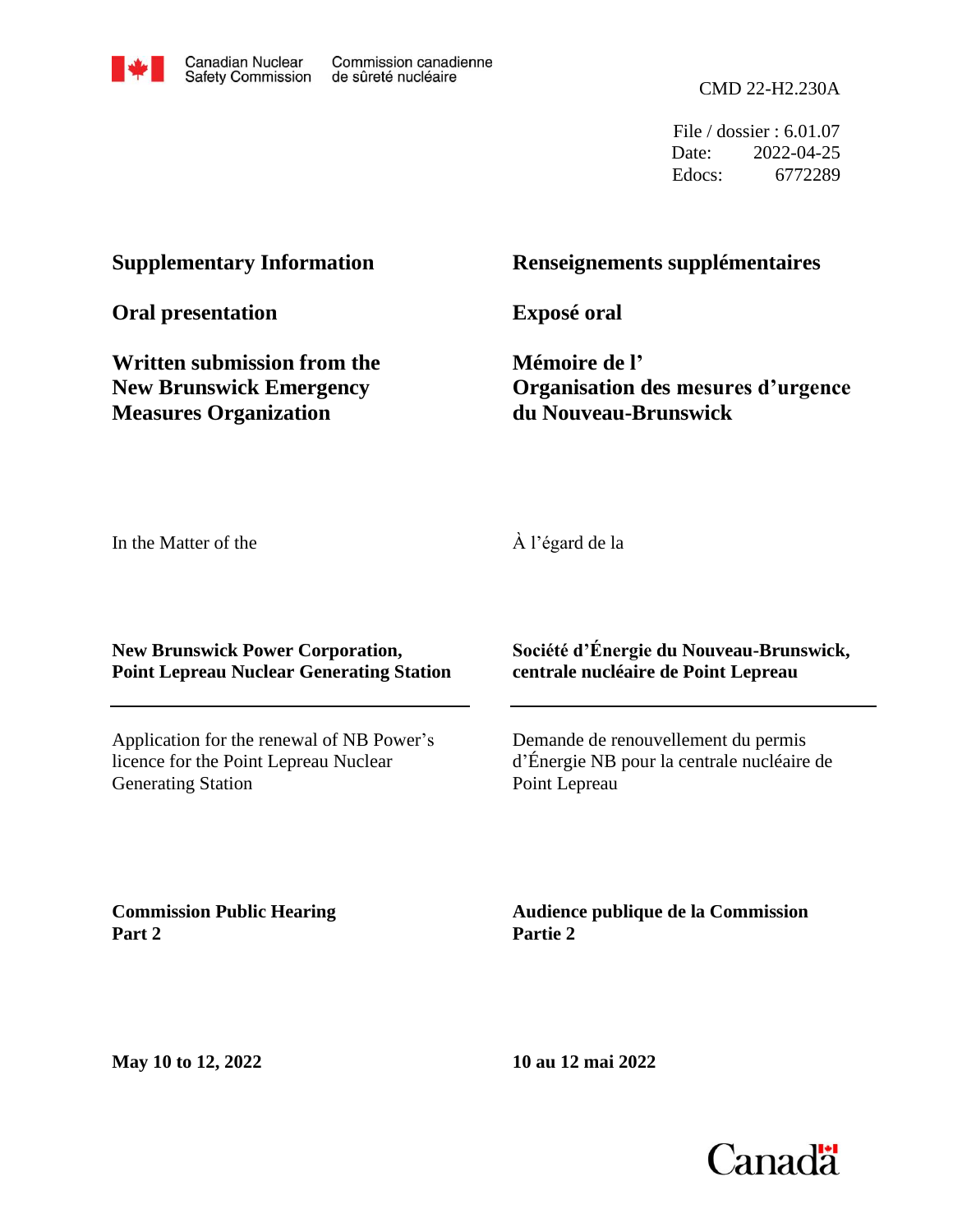Canadian Nuclear Safety Commission | Commission canadienne de sûreté nucléaire

CMD 22-H2.230A

File / dossier : 6.01.07
Date: 2022-04-25
Edocs: 6772289

**Supplementary Information**

**Renseignements supplémentaires**

**Oral presentation**

**Exposé oral**

**Written submission from the New Brunswick Emergency Measures Organization**

**Mémoire de l' Organisation des mesures d'urgence du Nouveau-Brunswick**

In the Matter of the

À l'égard de la

**New Brunswick Power Corporation, Point Lepreau Nuclear Generating Station**

**Société d'Énergie du Nouveau-Brunswick, centrale nucléaire de Point Lepreau**

Application for the renewal of NB Power's licence for the Point Lepreau Nuclear Generating Station

Demande de renouvellement du permis d'Énergie NB pour la centrale nucléaire de Point Lepreau

**Commission Public Hearing Part 2**

**Audience publique de la Commission Partie 2**

**May 10 to 12, 2022**

**10 au 12 mai 2022**

Canada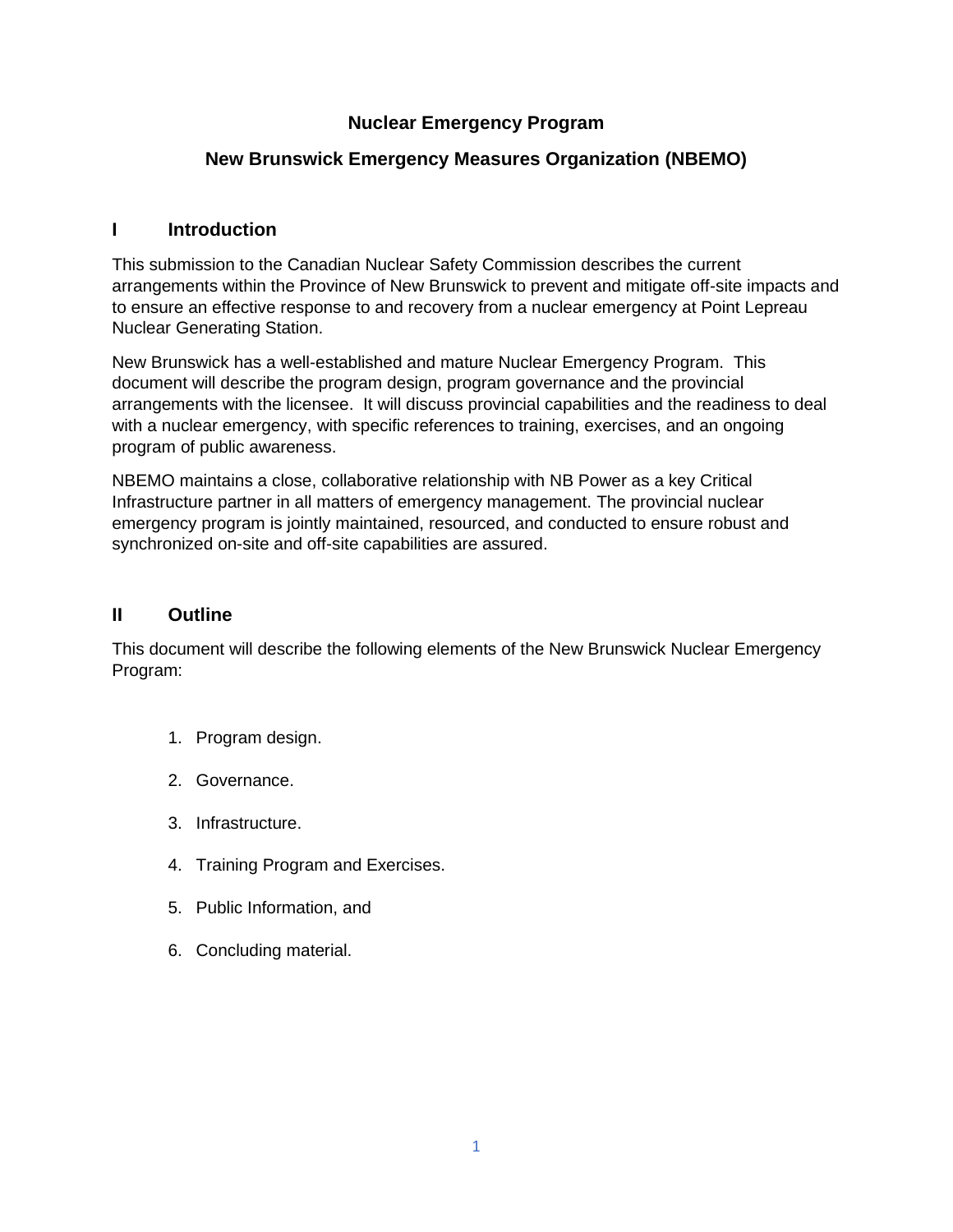# Nuclear Emergency Program

# New Brunswick Emergency Measures Organization (NBEMO)

## I Introduction

This submission to the Canadian Nuclear Safety Commission describes the current arrangements within the Province of New Brunswick to prevent and mitigate off-site impacts and to ensure an effective response to and recovery from a nuclear emergency at Point Lepreau Nuclear Generating Station.

New Brunswick has a well-established and mature Nuclear Emergency Program. This document will describe the program design, program governance and the provincial arrangements with the licensee. It will discuss provincial capabilities and the readiness to deal with a nuclear emergency, with specific references to training, exercises, and an ongoing program of public awareness.

NBEMO maintains a close, collaborative relationship with NB Power as a key Critical Infrastructure partner in all matters of emergency management. The provincial nuclear emergency program is jointly maintained, resourced, and conducted to ensure robust and synchronized on-site and off-site capabilities are assured.

## II Outline

This document will describe the following elements of the New Brunswick Nuclear Emergency Program:

1. Program design.
2. Governance.
3. Infrastructure.
4. Training Program and Exercises.
5. Public Information, and
6. Concluding material.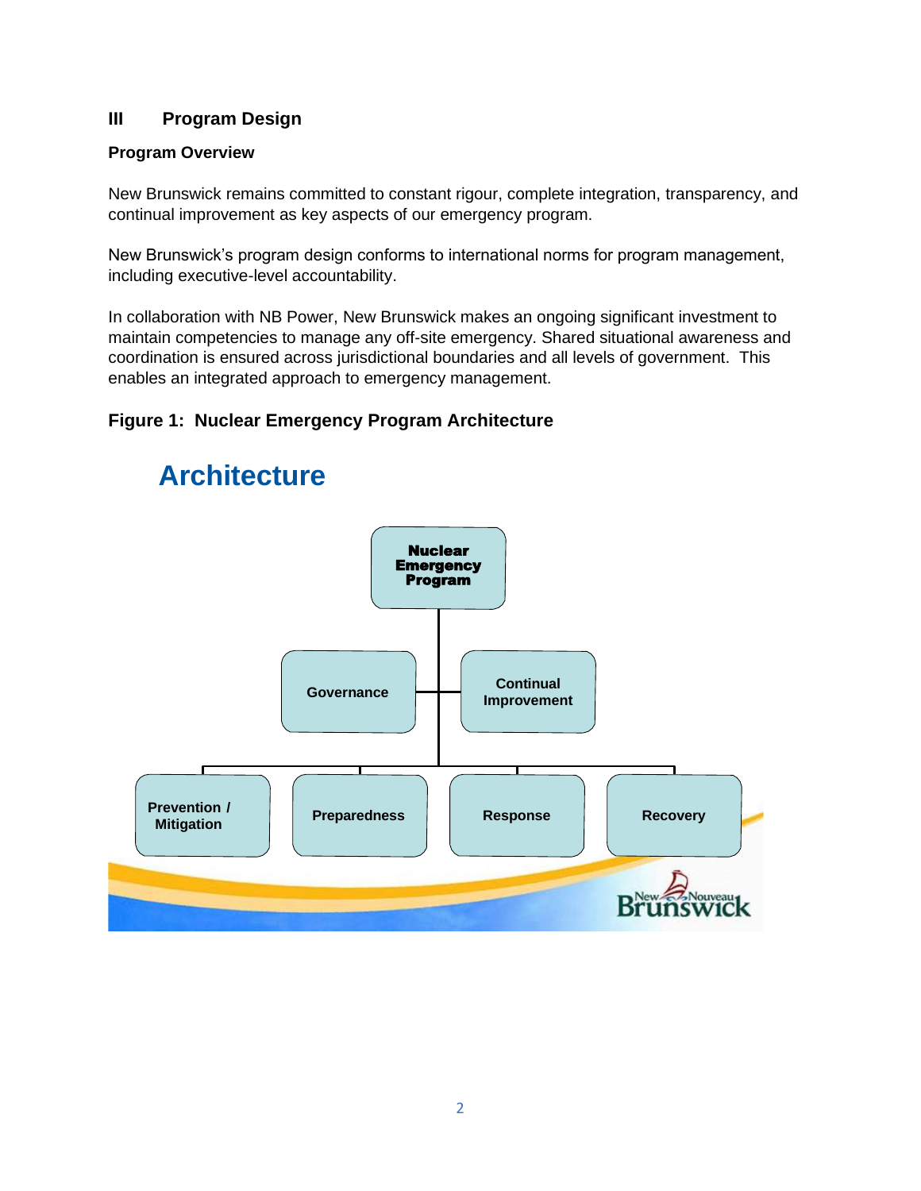## III Program Design

### Program Overview

New Brunswick remains committed to constant rigour, complete integration, transparency, and continual improvement as key aspects of our emergency program.

New Brunswick's program design conforms to international norms for program management, including executive-level accountability.

In collaboration with NB Power, New Brunswick makes an ongoing significant investment to maintain competencies to manage any off-site emergency. Shared situational awareness and coordination is ensured across jurisdictional boundaries and all levels of government. This enables an integrated approach to emergency management.

**Figure 1: Nuclear Emergency Program Architecture**

Architecture

Nuclear Emergency Program

Governance

Continual Improvement

Prevention / Mitigation

Preparedness

Response

Recovery

New Nouveau Brunswick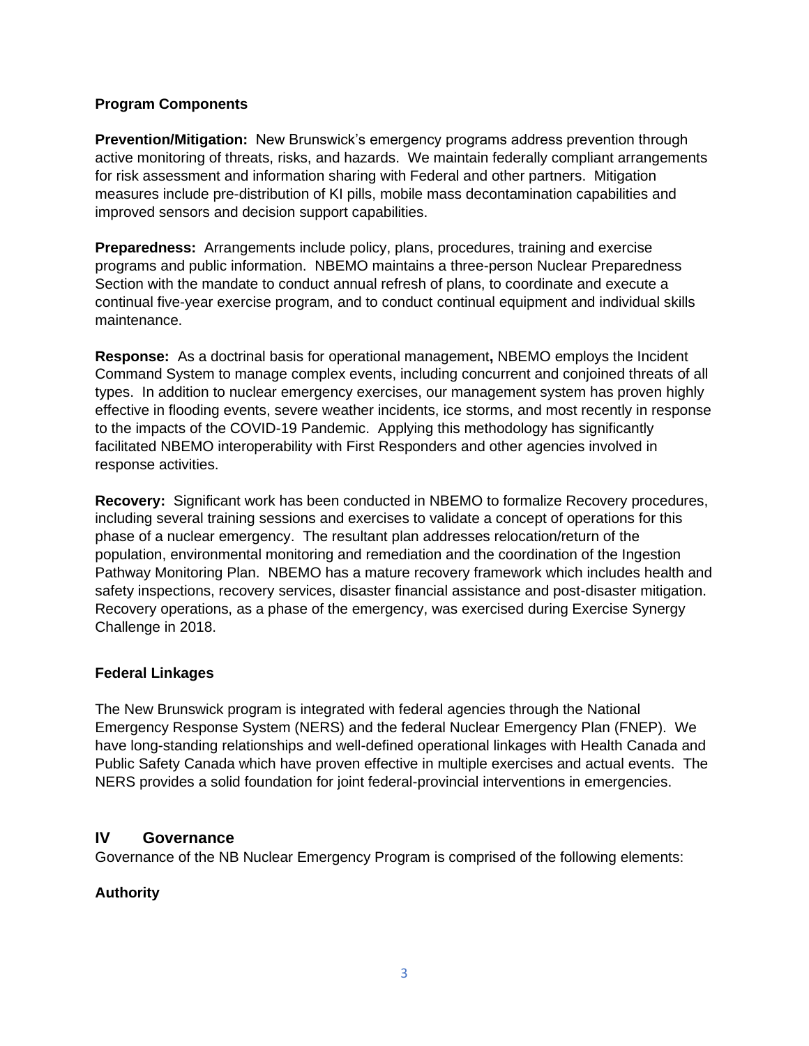### Program Components

**Prevention/Mitigation:** New Brunswick's emergency programs address prevention through active monitoring of threats, risks, and hazards. We maintain federally compliant arrangements for risk assessment and information sharing with Federal and other partners. Mitigation measures include pre-distribution of KI pills, mobile mass decontamination capabilities and improved sensors and decision support capabilities.

**Preparedness:** Arrangements include policy, plans, procedures, training and exercise programs and public information. NBEMO maintains a three-person Nuclear Preparedness Section with the mandate to conduct annual refresh of plans, to coordinate and execute a continual five-year exercise program, and to conduct continual equipment and individual skills maintenance.

**Response:** As a doctrinal basis for operational management**,** NBEMO employs the Incident Command System to manage complex events, including concurrent and conjoined threats of all types. In addition to nuclear emergency exercises, our management system has proven highly effective in flooding events, severe weather incidents, ice storms, and most recently in response to the impacts of the COVID-19 Pandemic. Applying this methodology has significantly facilitated NBEMO interoperability with First Responders and other agencies involved in response activities.

**Recovery:** Significant work has been conducted in NBEMO to formalize Recovery procedures, including several training sessions and exercises to validate a concept of operations for this phase of a nuclear emergency. The resultant plan addresses relocation/return of the population, environmental monitoring and remediation and the coordination of the Ingestion Pathway Monitoring Plan. NBEMO has a mature recovery framework which includes health and safety inspections, recovery services, disaster financial assistance and post-disaster mitigation. Recovery operations, as a phase of the emergency, was exercised during Exercise Synergy Challenge in 2018.

### Federal Linkages

The New Brunswick program is integrated with federal agencies through the National Emergency Response System (NERS) and the federal Nuclear Emergency Plan (FNEP). We have long-standing relationships and well-defined operational linkages with Health Canada and Public Safety Canada which have proven effective in multiple exercises and actual events. The NERS provides a solid foundation for joint federal-provincial interventions in emergencies.

## IV Governance

Governance of the NB Nuclear Emergency Program is comprised of the following elements:

### Authority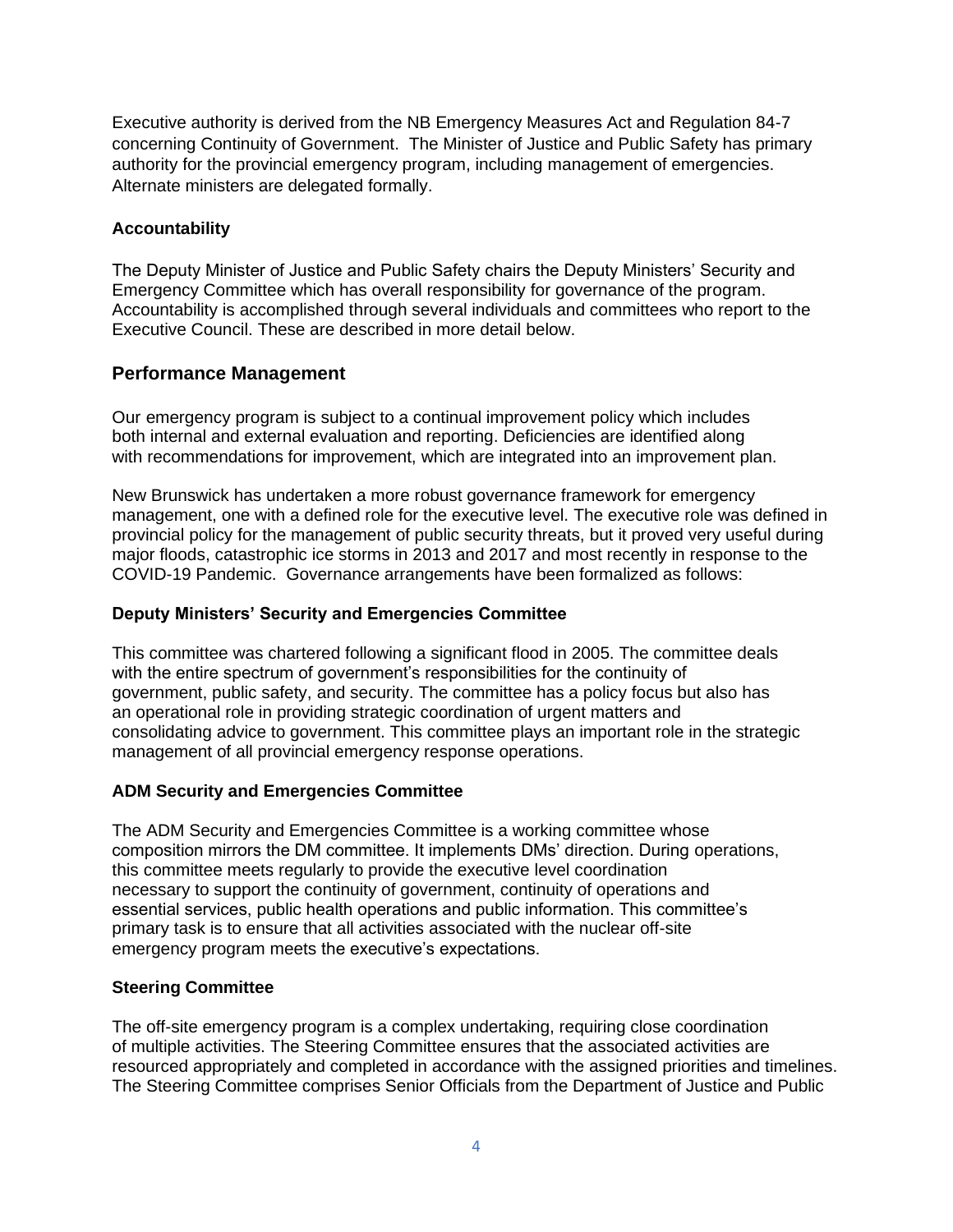Executive authority is derived from the NB Emergency Measures Act and Regulation 84-7 concerning Continuity of Government. The Minister of Justice and Public Safety has primary authority for the provincial emergency program, including management of emergencies. Alternate ministers are delegated formally.

**Accountability**

The Deputy Minister of Justice and Public Safety chairs the Deputy Ministers' Security and Emergency Committee which has overall responsibility for governance of the program. Accountability is accomplished through several individuals and committees who report to the Executive Council. These are described in more detail below.

## Performance Management

Our emergency program is subject to a continual improvement policy which includes both internal and external evaluation and reporting. Deficiencies are identified along with recommendations for improvement, which are integrated into an improvement plan.

New Brunswick has undertaken a more robust governance framework for emergency management, one with a defined role for the executive level. The executive role was defined in provincial policy for the management of public security threats, but it proved very useful during major floods, catastrophic ice storms in 2013 and 2017 and most recently in response to the COVID-19 Pandemic. Governance arrangements have been formalized as follows:

**Deputy Ministers' Security and Emergencies Committee**

This committee was chartered following a significant flood in 2005. The committee deals with the entire spectrum of government's responsibilities for the continuity of government, public safety, and security. The committee has a policy focus but also has an operational role in providing strategic coordination of urgent matters and consolidating advice to government. This committee plays an important role in the strategic management of all provincial emergency response operations.

**ADM Security and Emergencies Committee**

The ADM Security and Emergencies Committee is a working committee whose composition mirrors the DM committee. It implements DMs' direction. During operations, this committee meets regularly to provide the executive level coordination necessary to support the continuity of government, continuity of operations and essential services, public health operations and public information. This committee's primary task is to ensure that all activities associated with the nuclear off-site emergency program meets the executive's expectations.

**Steering Committee**

The off-site emergency program is a complex undertaking, requiring close coordination of multiple activities. The Steering Committee ensures that the associated activities are resourced appropriately and completed in accordance with the assigned priorities and timelines. The Steering Committee comprises Senior Officials from the Department of Justice and Public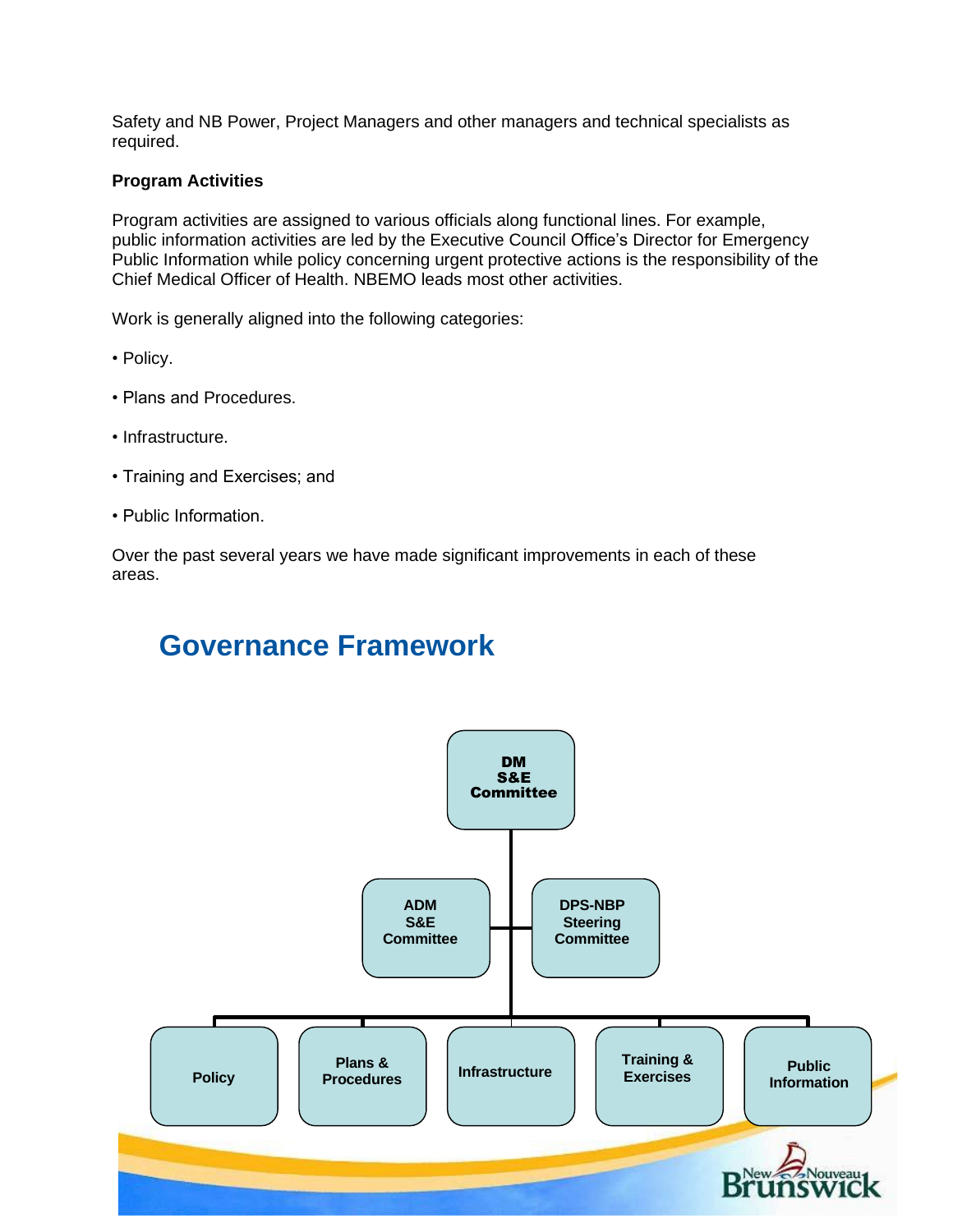Safety and NB Power, Project Managers and other managers and technical specialists as required.

**Program Activities**

Program activities are assigned to various officials along functional lines. For example, public information activities are led by the Executive Council Office's Director for Emergency Public Information while policy concerning urgent protective actions is the responsibility of the Chief Medical Officer of Health. NBEMO leads most other activities.

Work is generally aligned into the following categories:

- Policy.
- Plans and Procedures.
- Infrastructure.
- Training and Exercises; and
- Public Information.

Over the past several years we have made significant improvements in each of these areas.

## Governance Framework

**DM S&E Committee**

**ADM S&E Committee**

**DPS-NBP Steering Committee**

**Policy**

**Plans & Procedures**

**Infrastructure**

**Training & Exercises**

**Public Information**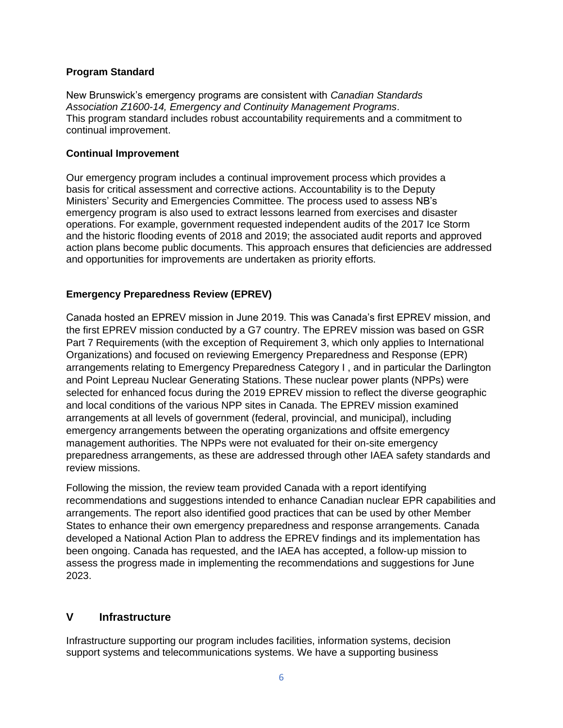**Program Standard**

New Brunswick's emergency programs are consistent with *Canadian Standards Association Z1600-14, Emergency and Continuity Management Programs*. This program standard includes robust accountability requirements and a commitment to continual improvement.

**Continual Improvement**

Our emergency program includes a continual improvement process which provides a basis for critical assessment and corrective actions. Accountability is to the Deputy Ministers' Security and Emergencies Committee. The process used to assess NB's emergency program is also used to extract lessons learned from exercises and disaster operations. For example, government requested independent audits of the 2017 Ice Storm and the historic flooding events of 2018 and 2019; the associated audit reports and approved action plans become public documents. This approach ensures that deficiencies are addressed and opportunities for improvements are undertaken as priority efforts.

**Emergency Preparedness Review (EPREV)**

Canada hosted an EPREV mission in June 2019. This was Canada's first EPREV mission, and the first EPREV mission conducted by a G7 country. The EPREV mission was based on GSR Part 7 Requirements (with the exception of Requirement 3, which only applies to International Organizations) and focused on reviewing Emergency Preparedness and Response (EPR) arrangements relating to Emergency Preparedness Category I , and in particular the Darlington and Point Lepreau Nuclear Generating Stations. These nuclear power plants (NPPs) were selected for enhanced focus during the 2019 EPREV mission to reflect the diverse geographic and local conditions of the various NPP sites in Canada. The EPREV mission examined arrangements at all levels of government (federal, provincial, and municipal), including emergency arrangements between the operating organizations and offsite emergency management authorities. The NPPs were not evaluated for their on-site emergency preparedness arrangements, as these are addressed through other IAEA safety standards and review missions.

Following the mission, the review team provided Canada with a report identifying recommendations and suggestions intended to enhance Canadian nuclear EPR capabilities and arrangements. The report also identified good practices that can be used by other Member States to enhance their own emergency preparedness and response arrangements. Canada developed a National Action Plan to address the EPREV findings and its implementation has been ongoing. Canada has requested, and the IAEA has accepted, a follow-up mission to assess the progress made in implementing the recommendations and suggestions for June 2023.

## V Infrastructure

Infrastructure supporting our program includes facilities, information systems, decision support systems and telecommunications systems. We have a supporting business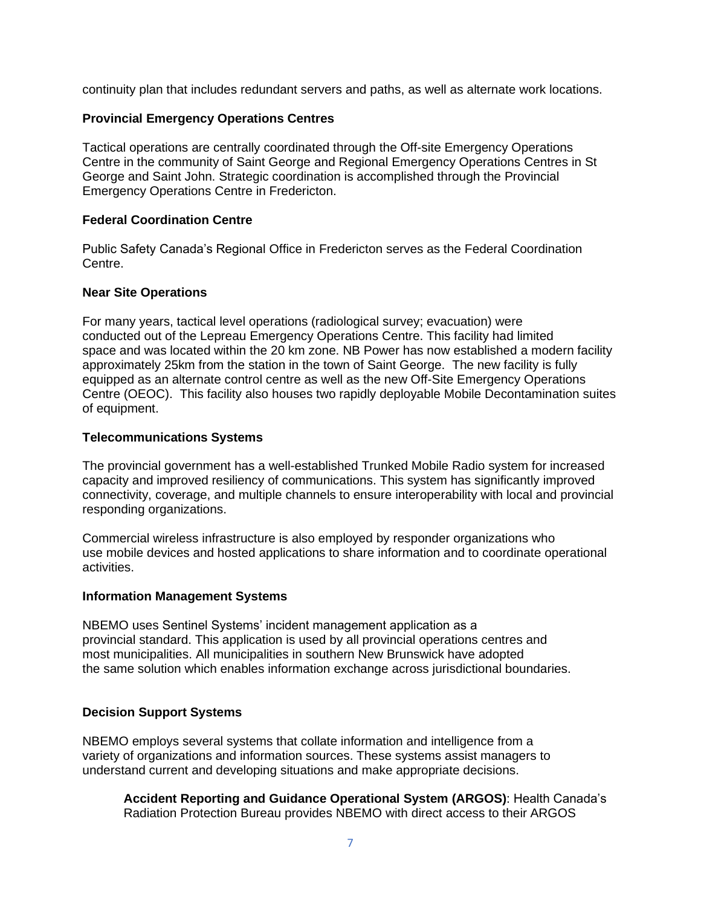continuity plan that includes redundant servers and paths, as well as alternate work locations.

### Provincial Emergency Operations Centres

Tactical operations are centrally coordinated through the Off-site Emergency Operations Centre in the community of Saint George and Regional Emergency Operations Centres in St George and Saint John. Strategic coordination is accomplished through the Provincial Emergency Operations Centre in Fredericton.

### Federal Coordination Centre

Public Safety Canada's Regional Office in Fredericton serves as the Federal Coordination Centre.

### Near Site Operations

For many years, tactical level operations (radiological survey; evacuation) were conducted out of the Lepreau Emergency Operations Centre. This facility had limited space and was located within the 20 km zone. NB Power has now established a modern facility approximately 25km from the station in the town of Saint George. The new facility is fully equipped as an alternate control centre as well as the new Off-Site Emergency Operations Centre (OEOC). This facility also houses two rapidly deployable Mobile Decontamination suites of equipment.

### Telecommunications Systems

The provincial government has a well-established Trunked Mobile Radio system for increased capacity and improved resiliency of communications. This system has significantly improved connectivity, coverage, and multiple channels to ensure interoperability with local and provincial responding organizations.

Commercial wireless infrastructure is also employed by responder organizations who use mobile devices and hosted applications to share information and to coordinate operational activities.

### Information Management Systems

NBEMO uses Sentinel Systems' incident management application as a provincial standard. This application is used by all provincial operations centres and most municipalities. All municipalities in southern New Brunswick have adopted the same solution which enables information exchange across jurisdictional boundaries.

### Decision Support Systems

NBEMO employs several systems that collate information and intelligence from a variety of organizations and information sources. These systems assist managers to understand current and developing situations and make appropriate decisions.

**Accident Reporting and Guidance Operational System (ARGOS)**: Health Canada's Radiation Protection Bureau provides NBEMO with direct access to their ARGOS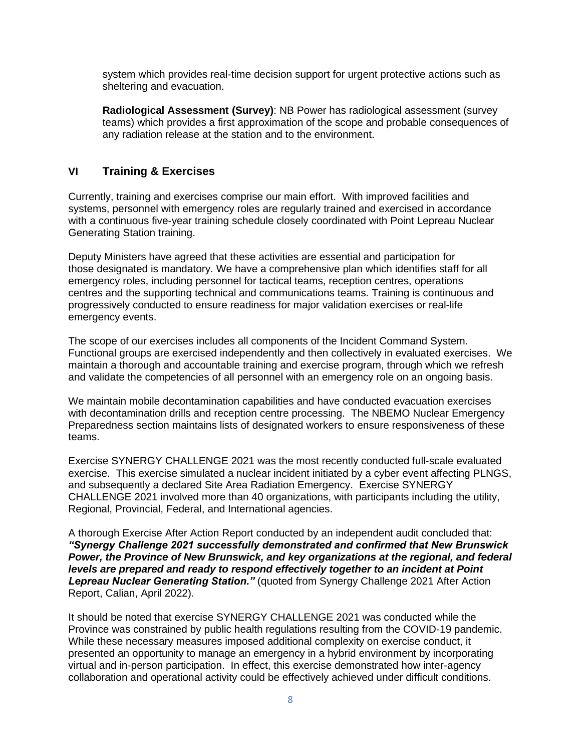system which provides real-time decision support for urgent protective actions such as sheltering and evacuation.

**Radiological Assessment (Survey)**: NB Power has radiological assessment (survey teams) which provides a first approximation of the scope and probable consequences of any radiation release at the station and to the environment.

## VI Training & Exercises

Currently, training and exercises comprise our main effort. With improved facilities and systems, personnel with emergency roles are regularly trained and exercised in accordance with a continuous five-year training schedule closely coordinated with Point Lepreau Nuclear Generating Station training.

Deputy Ministers have agreed that these activities are essential and participation for those designated is mandatory. We have a comprehensive plan which identifies staff for all emergency roles, including personnel for tactical teams, reception centres, operations centres and the supporting technical and communications teams. Training is continuous and progressively conducted to ensure readiness for major validation exercises or real-life emergency events.

The scope of our exercises includes all components of the Incident Command System. Functional groups are exercised independently and then collectively in evaluated exercises. We maintain a thorough and accountable training and exercise program, through which we refresh and validate the competencies of all personnel with an emergency role on an ongoing basis.

We maintain mobile decontamination capabilities and have conducted evacuation exercises with decontamination drills and reception centre processing. The NBEMO Nuclear Emergency Preparedness section maintains lists of designated workers to ensure responsiveness of these teams.

Exercise SYNERGY CHALLENGE 2021 was the most recently conducted full-scale evaluated exercise. This exercise simulated a nuclear incident initiated by a cyber event affecting PLNGS, and subsequently a declared Site Area Radiation Emergency. Exercise SYNERGY CHALLENGE 2021 involved more than 40 organizations, with participants including the utility, Regional, Provincial, Federal, and International agencies.

A thorough Exercise After Action Report conducted by an independent audit concluded that: ***"Synergy Challenge 2021 successfully demonstrated and confirmed that New Brunswick Power, the Province of New Brunswick, and key organizations at the regional, and federal levels are prepared and ready to respond effectively together to an incident at Point Lepreau Nuclear Generating Station."*** (quoted from Synergy Challenge 2021 After Action Report, Calian, April 2022).

It should be noted that exercise SYNERGY CHALLENGE 2021 was conducted while the Province was constrained by public health regulations resulting from the COVID-19 pandemic. While these necessary measures imposed additional complexity on exercise conduct, it presented an opportunity to manage an emergency in a hybrid environment by incorporating virtual and in-person participation. In effect, this exercise demonstrated how inter-agency collaboration and operational activity could be effectively achieved under difficult conditions.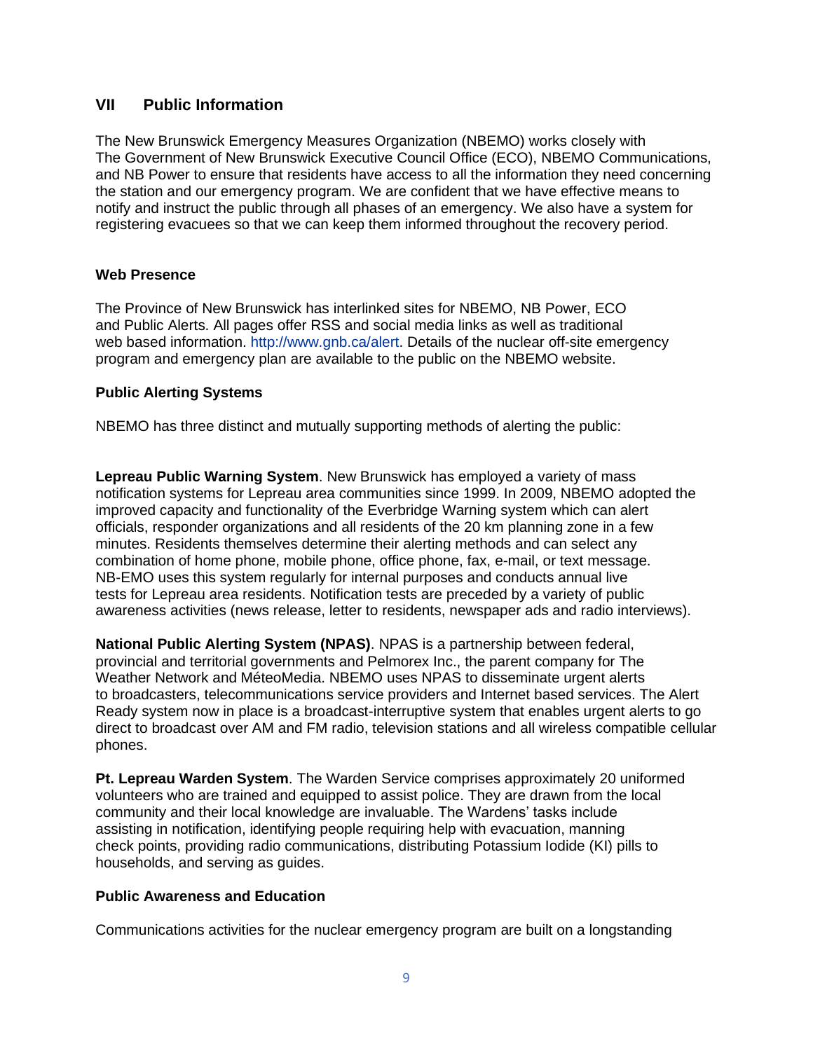## VII Public Information

The New Brunswick Emergency Measures Organization (NBEMO) works closely with The Government of New Brunswick Executive Council Office (ECO), NBEMO Communications, and NB Power to ensure that residents have access to all the information they need concerning the station and our emergency program. We are confident that we have effective means to notify and instruct the public through all phases of an emergency. We also have a system for registering evacuees so that we can keep them informed throughout the recovery period.

### Web Presence

The Province of New Brunswick has interlinked sites for NBEMO, NB Power, ECO and Public Alerts. All pages offer RSS and social media links as well as traditional web based information. http://www.gnb.ca/alert. Details of the nuclear off-site emergency program and emergency plan are available to the public on the NBEMO website.

### Public Alerting Systems

NBEMO has three distinct and mutually supporting methods of alerting the public:

**Lepreau Public Warning System**. New Brunswick has employed a variety of mass notification systems for Lepreau area communities since 1999. In 2009, NBEMO adopted the improved capacity and functionality of the Everbridge Warning system which can alert officials, responder organizations and all residents of the 20 km planning zone in a few minutes. Residents themselves determine their alerting methods and can select any combination of home phone, mobile phone, office phone, fax, e-mail, or text message. NB-EMO uses this system regularly for internal purposes and conducts annual live tests for Lepreau area residents. Notification tests are preceded by a variety of public awareness activities (news release, letter to residents, newspaper ads and radio interviews).

**National Public Alerting System (NPAS)**. NPAS is a partnership between federal, provincial and territorial governments and Pelmorex Inc., the parent company for The Weather Network and MéteoMedia. NBEMO uses NPAS to disseminate urgent alerts to broadcasters, telecommunications service providers and Internet based services. The Alert Ready system now in place is a broadcast-interruptive system that enables urgent alerts to go direct to broadcast over AM and FM radio, television stations and all wireless compatible cellular phones.

**Pt. Lepreau Warden System**. The Warden Service comprises approximately 20 uniformed volunteers who are trained and equipped to assist police. They are drawn from the local community and their local knowledge are invaluable. The Wardens' tasks include assisting in notification, identifying people requiring help with evacuation, manning check points, providing radio communications, distributing Potassium Iodide (KI) pills to households, and serving as guides.

### Public Awareness and Education

Communications activities for the nuclear emergency program are built on a longstanding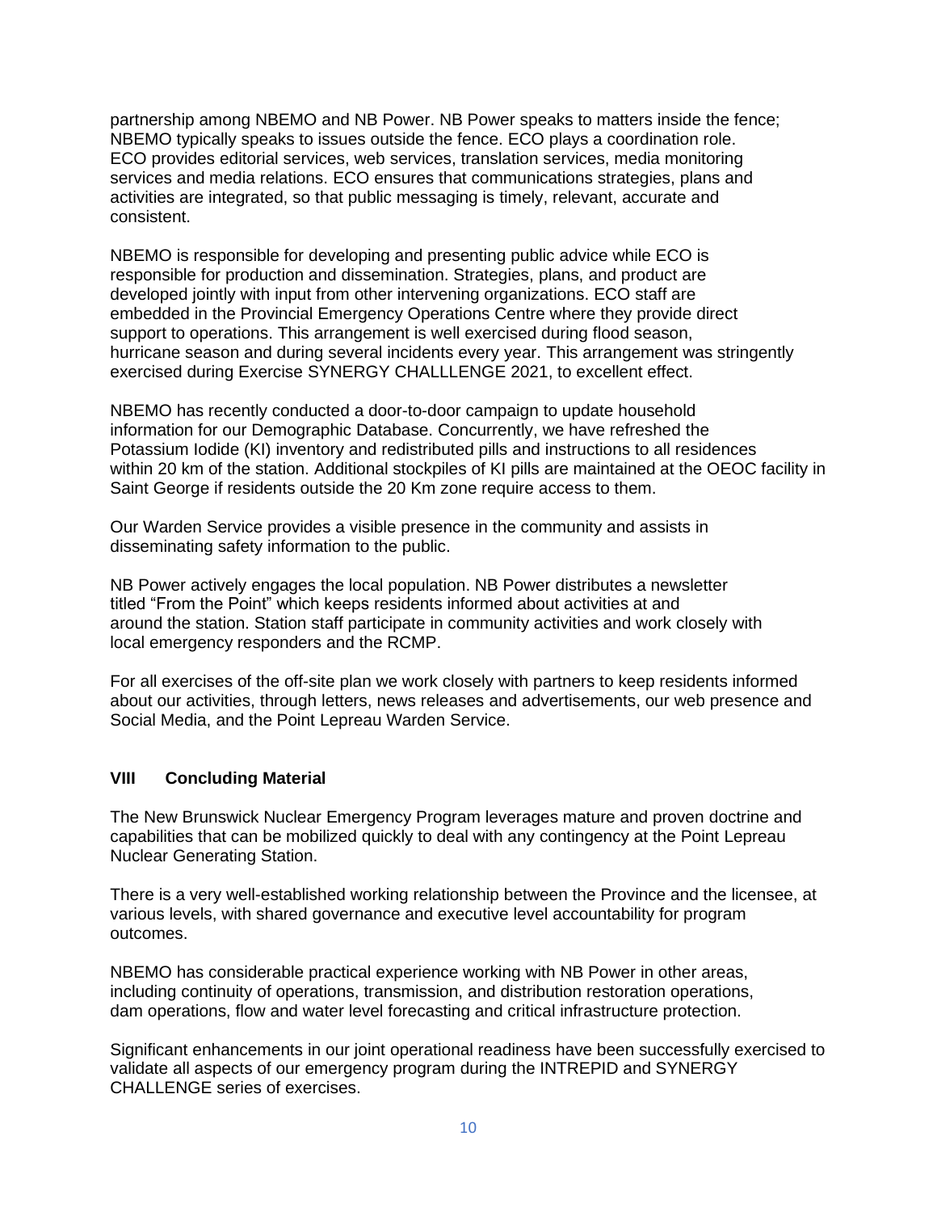partnership among NBEMO and NB Power. NB Power speaks to matters inside the fence; NBEMO typically speaks to issues outside the fence. ECO plays a coordination role. ECO provides editorial services, web services, translation services, media monitoring services and media relations. ECO ensures that communications strategies, plans and activities are integrated, so that public messaging is timely, relevant, accurate and consistent.

NBEMO is responsible for developing and presenting public advice while ECO is responsible for production and dissemination. Strategies, plans, and product are developed jointly with input from other intervening organizations. ECO staff are embedded in the Provincial Emergency Operations Centre where they provide direct support to operations. This arrangement is well exercised during flood season, hurricane season and during several incidents every year. This arrangement was stringently exercised during Exercise SYNERGY CHALLLENGE 2021, to excellent effect.

NBEMO has recently conducted a door-to-door campaign to update household information for our Demographic Database. Concurrently, we have refreshed the Potassium Iodide (KI) inventory and redistributed pills and instructions to all residences within 20 km of the station. Additional stockpiles of KI pills are maintained at the OEOC facility in Saint George if residents outside the 20 Km zone require access to them.

Our Warden Service provides a visible presence in the community and assists in disseminating safety information to the public.

NB Power actively engages the local population. NB Power distributes a newsletter titled "From the Point" which keeps residents informed about activities at and around the station. Station staff participate in community activities and work closely with local emergency responders and the RCMP.

For all exercises of the off-site plan we work closely with partners to keep residents informed about our activities, through letters, news releases and advertisements, our web presence and Social Media, and the Point Lepreau Warden Service.

## VIII Concluding Material

The New Brunswick Nuclear Emergency Program leverages mature and proven doctrine and capabilities that can be mobilized quickly to deal with any contingency at the Point Lepreau Nuclear Generating Station.

There is a very well-established working relationship between the Province and the licensee, at various levels, with shared governance and executive level accountability for program outcomes.

NBEMO has considerable practical experience working with NB Power in other areas, including continuity of operations, transmission, and distribution restoration operations, dam operations, flow and water level forecasting and critical infrastructure protection.

Significant enhancements in our joint operational readiness have been successfully exercised to validate all aspects of our emergency program during the INTREPID and SYNERGY CHALLENGE series of exercises.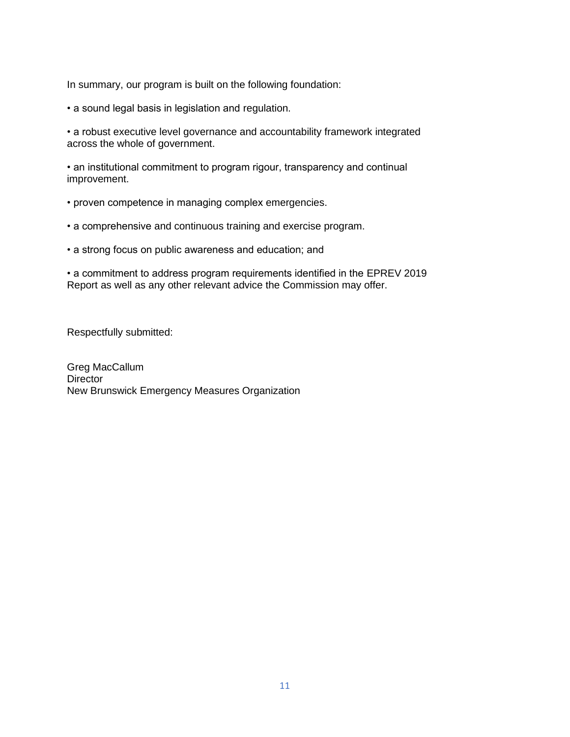In summary, our program is built on the following foundation:

- a sound legal basis in legislation and regulation.
- a robust executive level governance and accountability framework integrated across the whole of government.
- an institutional commitment to program rigour, transparency and continual improvement.
- proven competence in managing complex emergencies.
- a comprehensive and continuous training and exercise program.
- a strong focus on public awareness and education; and
- a commitment to address program requirements identified in the EPREV 2019 Report as well as any other relevant advice the Commission may offer.

Respectfully submitted:

Greg MacCallum
Director
New Brunswick Emergency Measures Organization